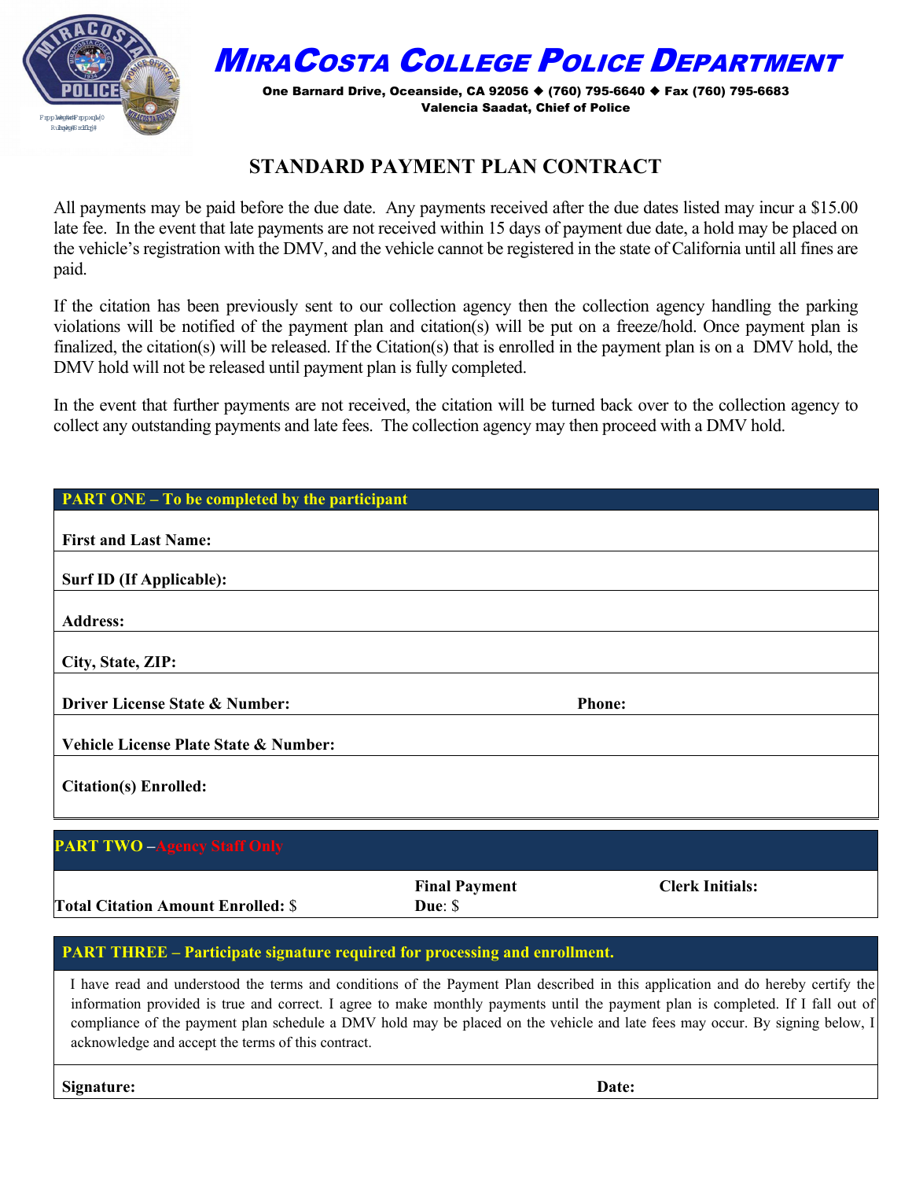# MiraCosta College Police Department

**One Barnard Drive, Oceanside, CA 92056 ◆ (760) 795-6640 ◆ Fax (760) 795-6683**
**Valencia Saadat, Chief of Police**

## STANDARD PAYMENT PLAN CONTRACT

All payments may be paid before the due date. Any payments received after the due dates listed may incur a $15.00 late fee. In the event that late payments are not received within 15 days of payment due date, a hold may be placed on the vehicle's registration with the DMV, and the vehicle cannot be registered in the state of California until all fines are paid.

If the citation has been previously sent to our collection agency then the collection agency handling the parking violations will be notified of the payment plan and citation(s) will be put on a freeze/hold. Once payment plan is finalized, the citation(s) will be released. If the Citation(s) that is enrolled in the payment plan is on a DMV hold, the DMV hold will not be released until payment plan is fully completed.

In the event that further payments are not received, the citation will be turned back over to the collection agency to collect any outstanding payments and late fees. The collection agency may then proceed with a DMV hold.

| PART ONE – To be completed by the participant | |
|---|---|
| **First and Last Name:** | |
| **Surf ID (If Applicable):** | |
| **Address:** | |
| **City, State, ZIP:** | |
| **Driver License State & Number:** | **Phone:** |
| **Vehicle License Plate State & Number:** | |
| **Citation(s) Enrolled:** | |

| PART TWO – Agency Staff Only | | |
|---|---|---|
| **Total Citation Amount Enrolled:** $ | **Final Payment Due**: $ | **Clerk Initials:** |

| PART THREE – Participate signature required for processing and enrollment. | |
|---|---|
| I have read and understood the terms and conditions of the Payment Plan described in this application and do hereby certify the information provided is true and correct. I agree to make monthly payments until the payment plan is completed. If I fall out of compliance of the payment plan schedule a DMV hold may be placed on the vehicle and late fees may occur. By signing below, I acknowledge and accept the terms of this contract. | |
| **Signature:** | **Date:** |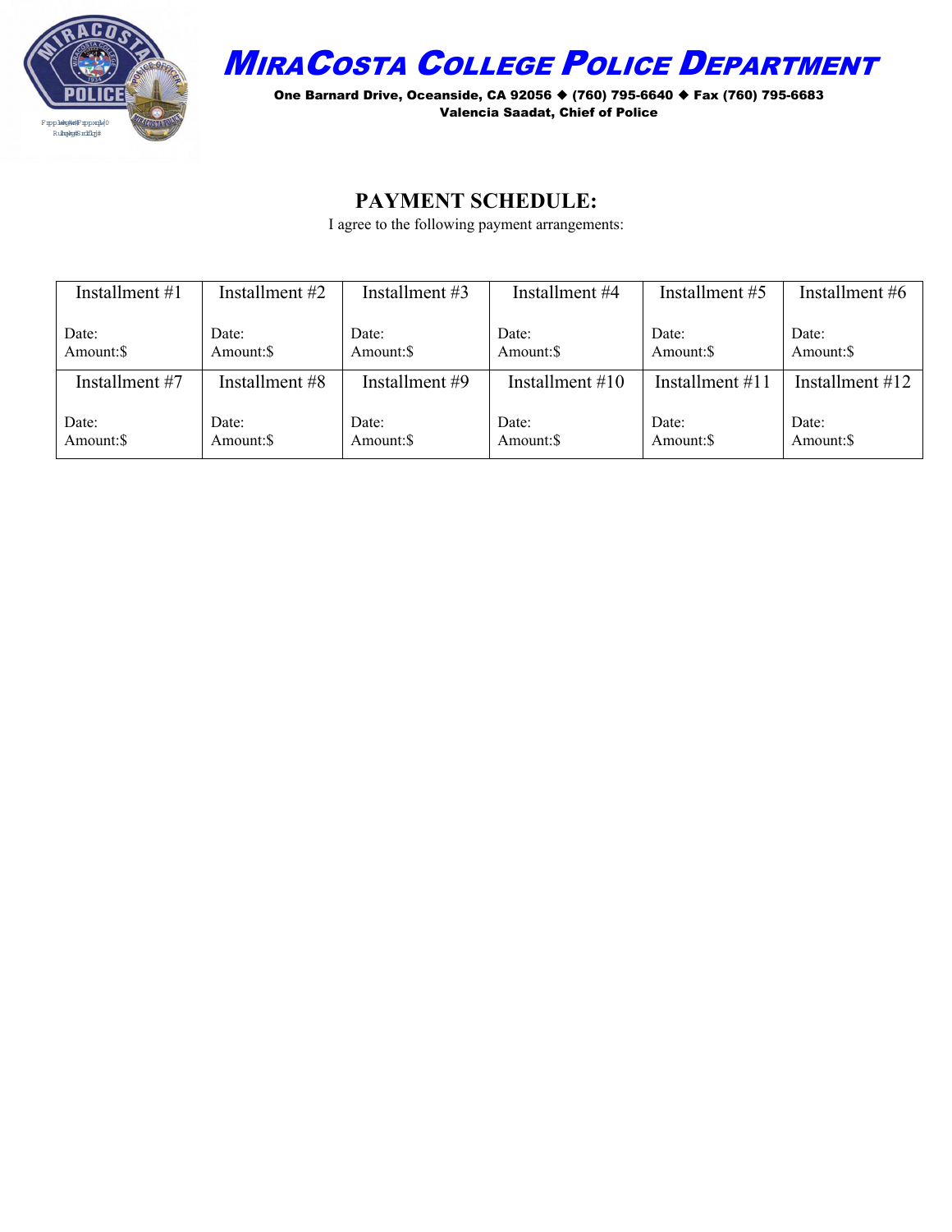# MiraCosta College Police Department

**One Barnard Drive, Oceanside, CA 92056 ◆ (760) 795-6640 ◆ Fax (760) 795-6683**
**Valencia Saadat, Chief of Police**

## PAYMENT SCHEDULE:

I agree to the following payment arrangements:

| | | | | | |
|---|---|---|---|---|---|
| Installment #1<br><br>Date:<br>Amount:$ | Installment #2<br><br>Date:<br>Amount:$ | Installment #3<br><br>Date:<br>Amount:$ | Installment #4<br><br>Date:<br>Amount:$ | Installment #5<br><br>Date:<br>Amount:$ | Installment #6<br><br>Date:<br>Amount:$ |
| Installment #7<br><br>Date:<br>Amount:$ | Installment #8<br><br>Date:<br>Amount:$ | Installment #9<br><br>Date:<br>Amount:$ | Installment #10<br><br>Date:<br>Amount:$ | Installment #11<br><br>Date:<br>Amount:$ | Installment #12<br><br>Date:<br>Amount:$ |